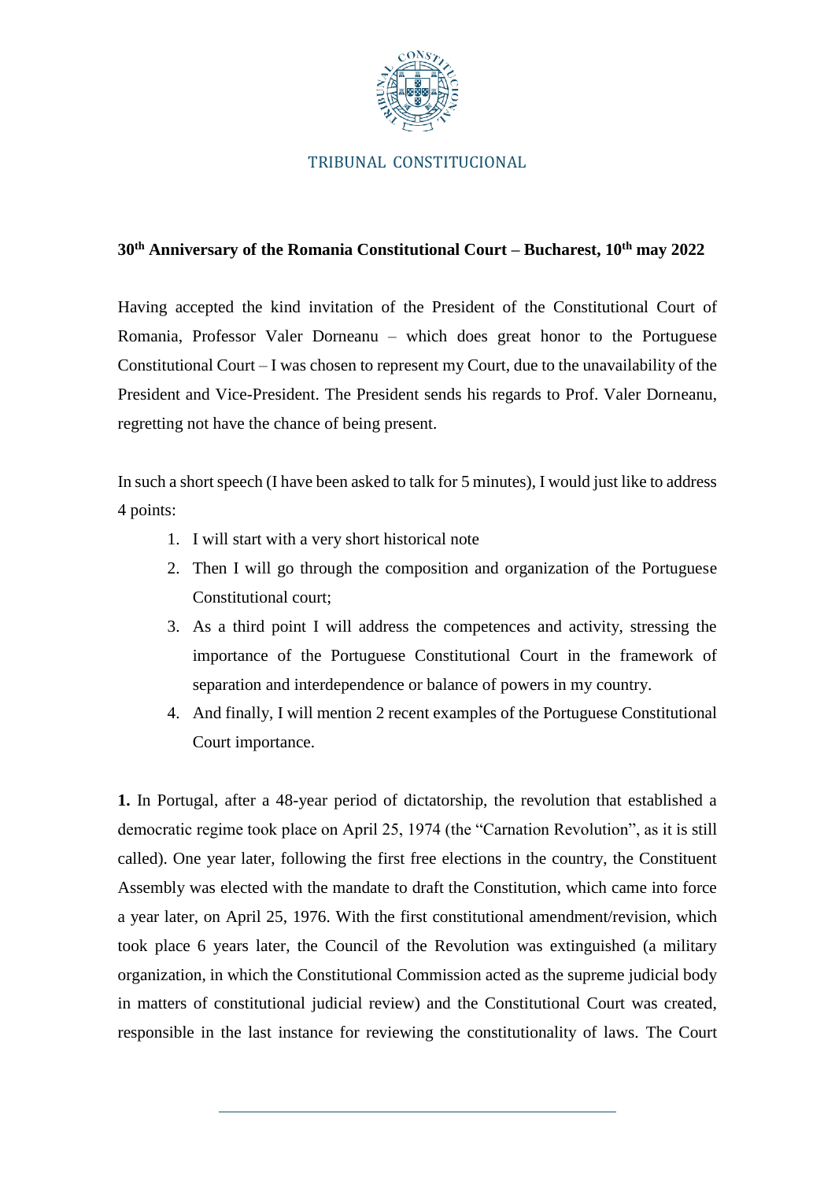TRIBUNAL CONSTITUCIONAL

**30th Anniversary of the Romania Constitutional Court – Bucharest, 10th may 2022**

Having accepted the kind invitation of the President of the Constitutional Court of Romania, Professor Valer Dorneanu – which does great honor to the Portuguese Constitutional Court – I was chosen to represent my Court, due to the unavailability of the President and Vice-President. The President sends his regards to Prof. Valer Dorneanu, regretting not have the chance of being present.

In such a short speech (I have been asked to talk for 5 minutes), I would just like to address 4 points:

1. I will start with a very short historical note
2. Then I will go through the composition and organization of the Portuguese Constitutional court;
3. As a third point I will address the competences and activity, stressing the importance of the Portuguese Constitutional Court in the framework of separation and interdependence or balance of powers in my country.
4. And finally, I will mention 2 recent examples of the Portuguese Constitutional Court importance.

**1.** In Portugal, after a 48-year period of dictatorship, the revolution that established a democratic regime took place on April 25, 1974 (the "Carnation Revolution", as it is still called). One year later, following the first free elections in the country, the Constituent Assembly was elected with the mandate to draft the Constitution, which came into force a year later, on April 25, 1976. With the first constitutional amendment/revision, which took place 6 years later, the Council of the Revolution was extinguished (a military organization, in which the Constitutional Commission acted as the supreme judicial body in matters of constitutional judicial review) and the Constitutional Court was created, responsible in the last instance for reviewing the constitutionality of laws. The Court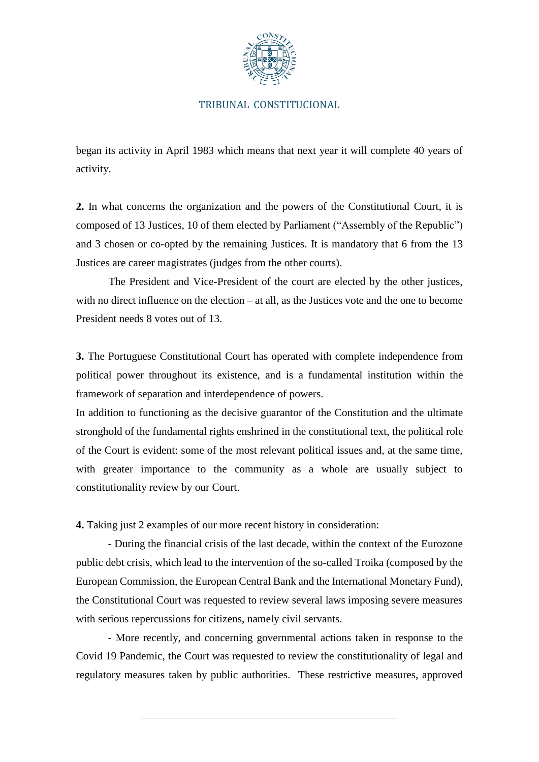began its activity in April 1983 which means that next year it will complete 40 years of activity.

**2.** In what concerns the organization and the powers of the Constitutional Court, it is composed of 13 Justices, 10 of them elected by Parliament ("Assembly of the Republic") and 3 chosen or co-opted by the remaining Justices. It is mandatory that 6 from the 13 Justices are career magistrates (judges from the other courts).

The President and Vice-President of the court are elected by the other justices, with no direct influence on the election – at all, as the Justices vote and the one to become President needs 8 votes out of 13.

**3.** The Portuguese Constitutional Court has operated with complete independence from political power throughout its existence, and is a fundamental institution within the framework of separation and interdependence of powers.

In addition to functioning as the decisive guarantor of the Constitution and the ultimate stronghold of the fundamental rights enshrined in the constitutional text, the political role of the Court is evident: some of the most relevant political issues and, at the same time, with greater importance to the community as a whole are usually subject to constitutionality review by our Court.

**4.** Taking just 2 examples of our more recent history in consideration:

- During the financial crisis of the last decade, within the context of the Eurozone public debt crisis, which lead to the intervention of the so-called Troika (composed by the European Commission, the European Central Bank and the International Monetary Fund), the Constitutional Court was requested to review several laws imposing severe measures with serious repercussions for citizens, namely civil servants.

- More recently, and concerning governmental actions taken in response to the Covid 19 Pandemic, the Court was requested to review the constitutionality of legal and regulatory measures taken by public authorities. These restrictive measures, approved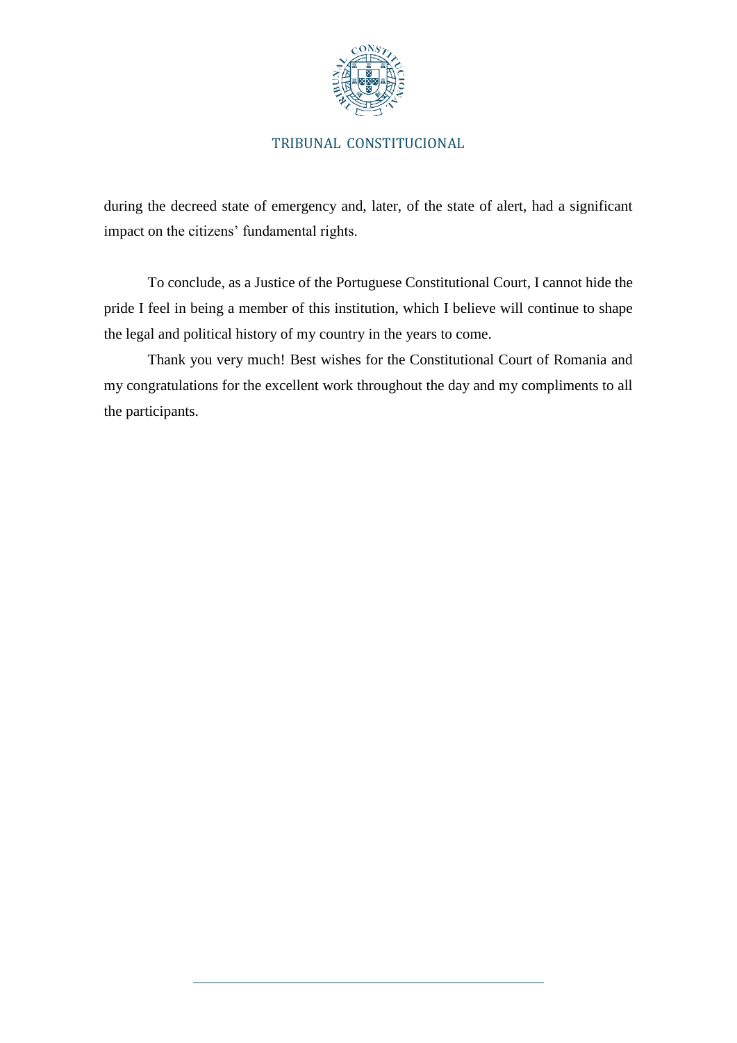during the decreed state of emergency and, later, of the state of alert, had a significant impact on the citizens' fundamental rights.

To conclude, as a Justice of the Portuguese Constitutional Court, I cannot hide the pride I feel in being a member of this institution, which I believe will continue to shape the legal and political history of my country in the years to come.

Thank you very much! Best wishes for the Constitutional Court of Romania and my congratulations for the excellent work throughout the day and my compliments to all the participants.